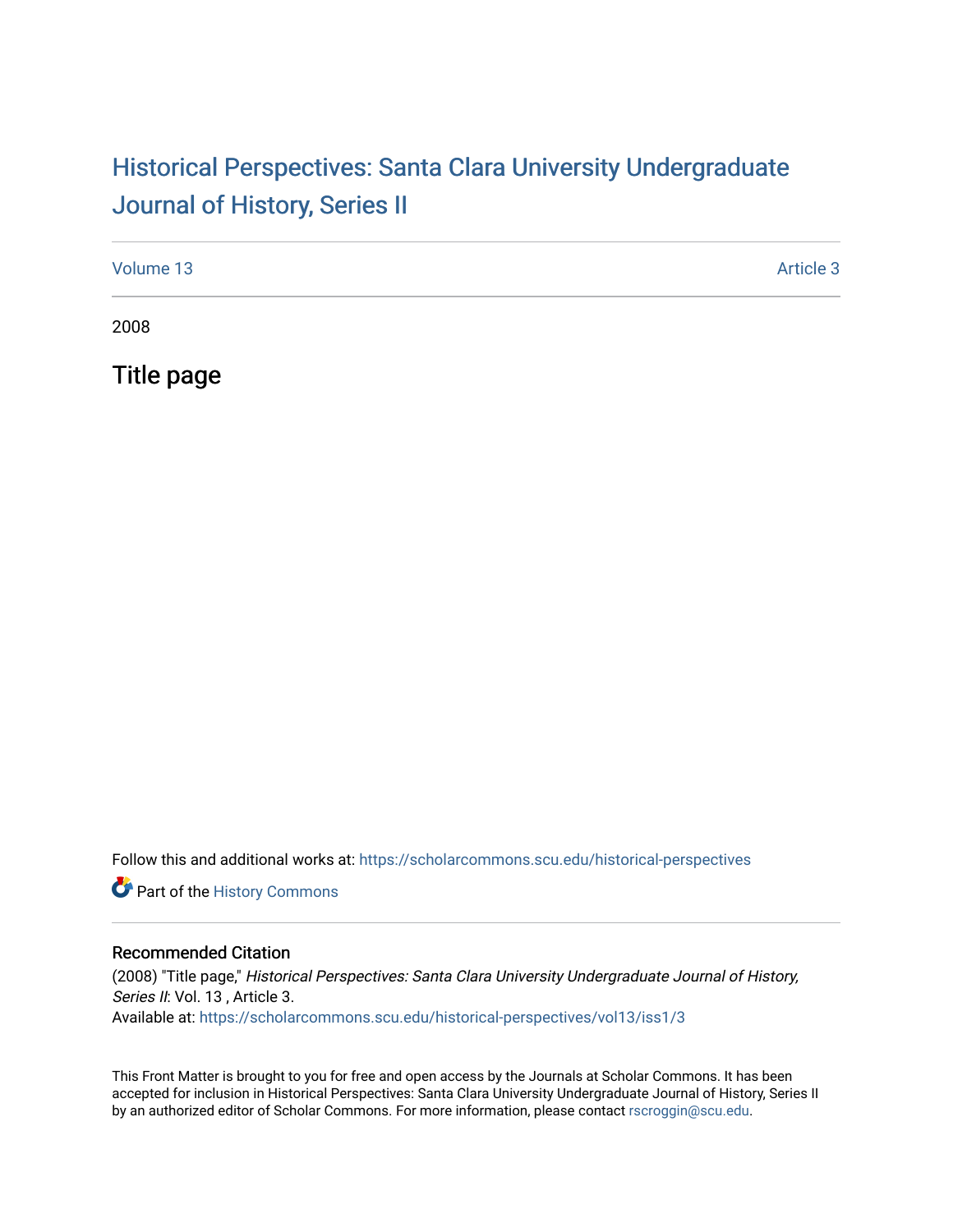# Historical Perspectives: Santa Clara University Undergraduate Journal of History, Series II

Volume 13 Article 3

2008

## Title page

Follow this and additional works at: https://scholarcommons.scu.edu/historical-perspectives

Part of the History Commons

### Recommended Citation

(2008) "Title page," *Historical Perspectives: Santa Clara University Undergraduate Journal of History, Series II*: Vol. 13 , Article 3.
Available at: https://scholarcommons.scu.edu/historical-perspectives/vol13/iss1/3

This Front Matter is brought to you for free and open access by the Journals at Scholar Commons. It has been accepted for inclusion in Historical Perspectives: Santa Clara University Undergraduate Journal of History, Series II by an authorized editor of Scholar Commons. For more information, please contact rscroggin@scu.edu.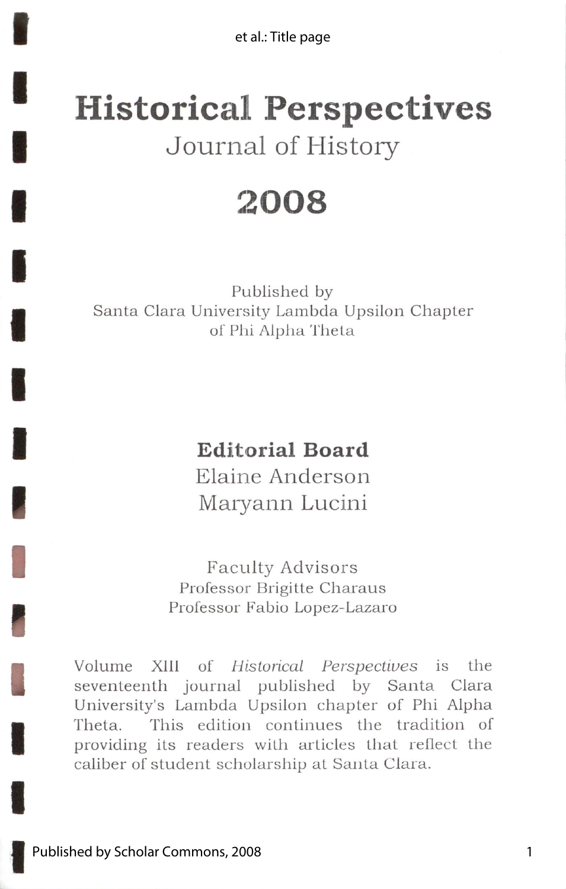# Historical Perspectives

## Journal of History

## 2008

Published by
Santa Clara University Lambda Upsilon Chapter
of Phi Alpha Theta

**Editorial Board**
Elaine Anderson
Maryann Lucini

Faculty Advisors
Professor Brigitte Charaus
Professor Fabio Lopez-Lazaro

Volume XIII of *Historical Perspectives* is the seventeenth journal published by Santa Clara University's Lambda Upsilon chapter of Phi Alpha Theta. This edition continues the tradition of providing its readers with articles that reflect the caliber of student scholarship at Santa Clara.